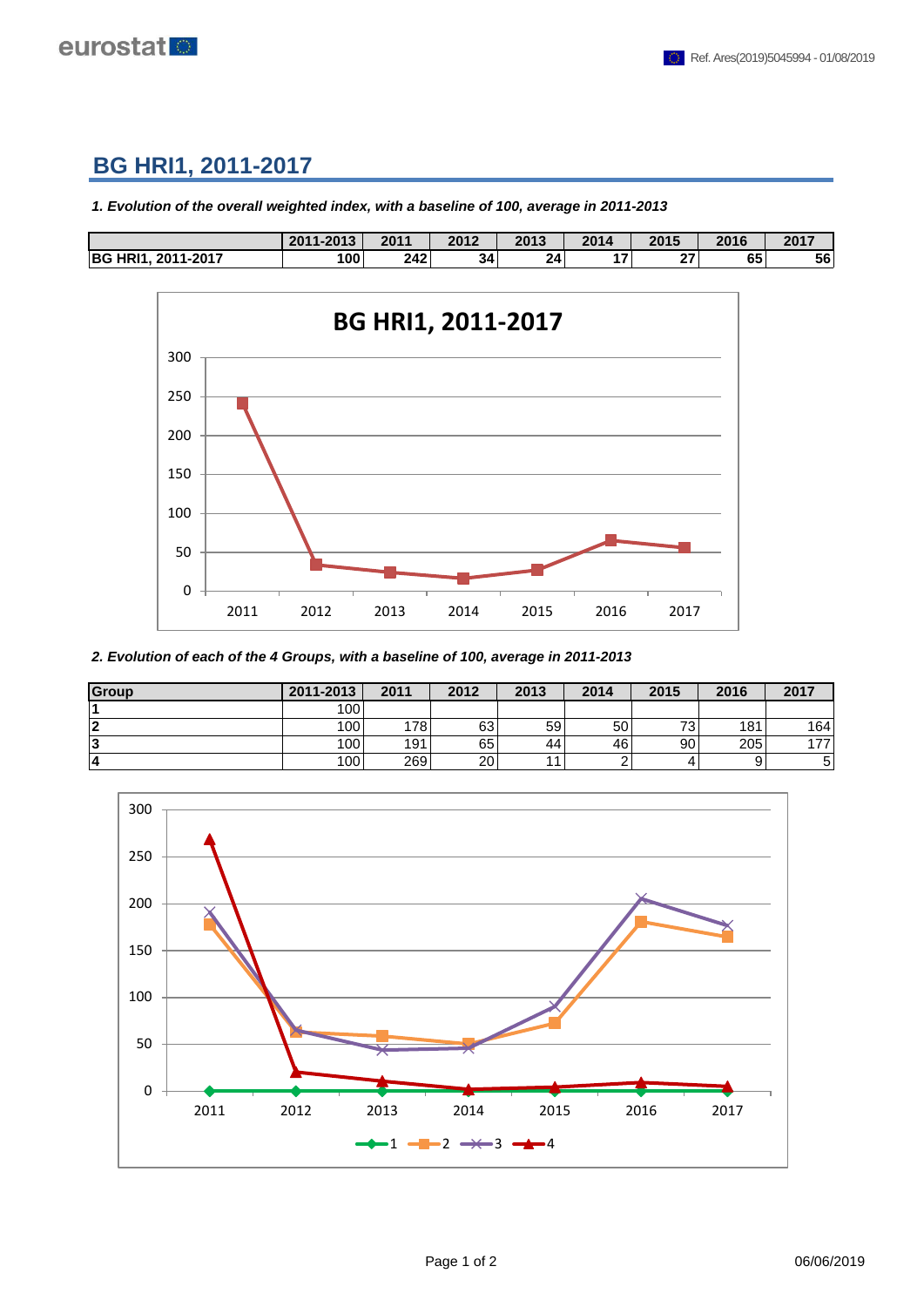# BG HRI1, 2011-2017

***1. Evolution of the overall weighted index, with a baseline of 100, average in 2011-2013***

| | 2011-2013 | 2011 | 2012 | 2013 | 2014 | 2015 | 2016 | 2017 |
|---|---|---|---|---|---|---|---|---|
| **BG HRI1, 2011-2017** | 100 | 242 | 34 | 24 | 17 | 27 | 65 | 56 |

***2. Evolution of each of the 4 Groups, with a baseline of 100, average in 2011-2013***

| Group | 2011-2013 | 2011 | 2012 | 2013 | 2014 | 2015 | 2016 | 2017 |
|---|---|---|---|---|---|---|---|---|
| 1 | 100 | | | | | | | |
| 2 | 100 | 178 | 63 | 59 | 50 | 73 | 181 | 164 |
| 3 | 100 | 191 | 65 | 44 | 46 | 90 | 205 | 177 |
| 4 | 100 | 269 | 20 | 11 | 2 | 4 | 9 | 5 |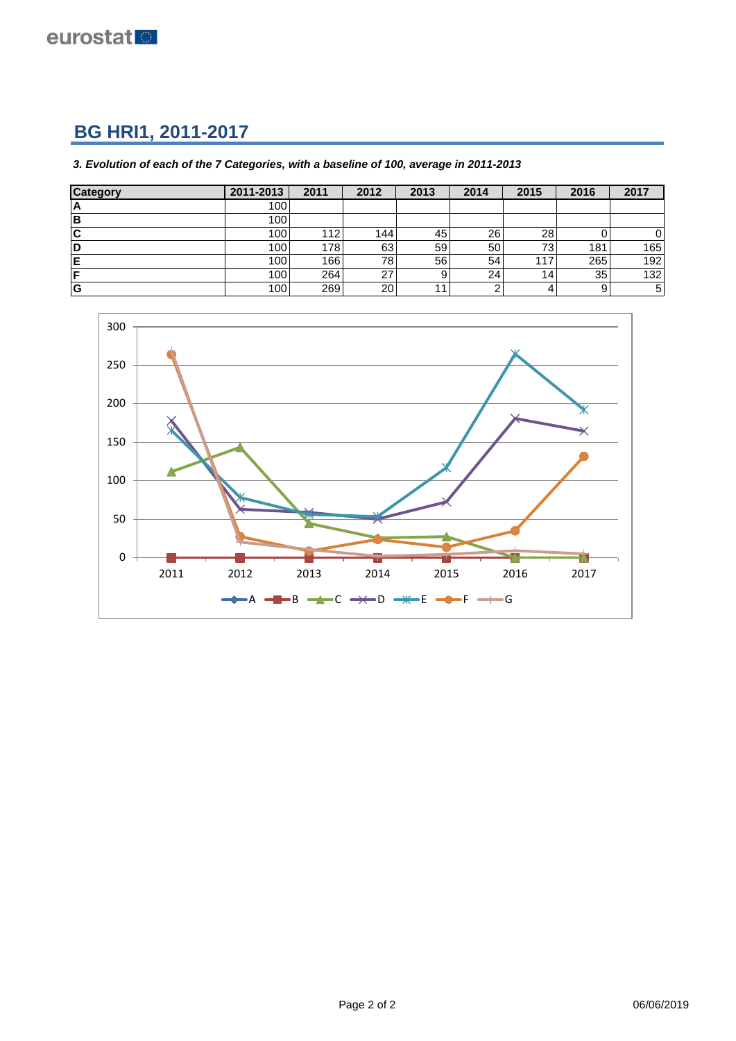# BG HRI1, 2011-2017

***3. Evolution of each of the 7 Categories, with a baseline of 100, average in 2011-2013***

| Category | 2011-2013 | 2011 | 2012 | 2013 | 2014 | 2015 | 2016 | 2017 |
|---|---|---|---|---|---|---|---|---|
| A | 100 | | | | | | | |
| B | 100 | | | | | | | |
| C | 100 | 112 | 144 | 45 | 26 | 28 | 0 | 0 |
| D | 100 | 178 | 63 | 59 | 50 | 73 | 181 | 165 |
| E | 100 | 166 | 78 | 56 | 54 | 117 | 265 | 192 |
| F | 100 | 264 | 27 | 9 | 24 | 14 | 35 | 132 |
| G | 100 | 269 | 20 | 11 | 2 | 4 | 9 | 5 |

300
250
200
150
100
50
0

2011 2012 2013 2014 2015 2016 2017

A B C D E F G